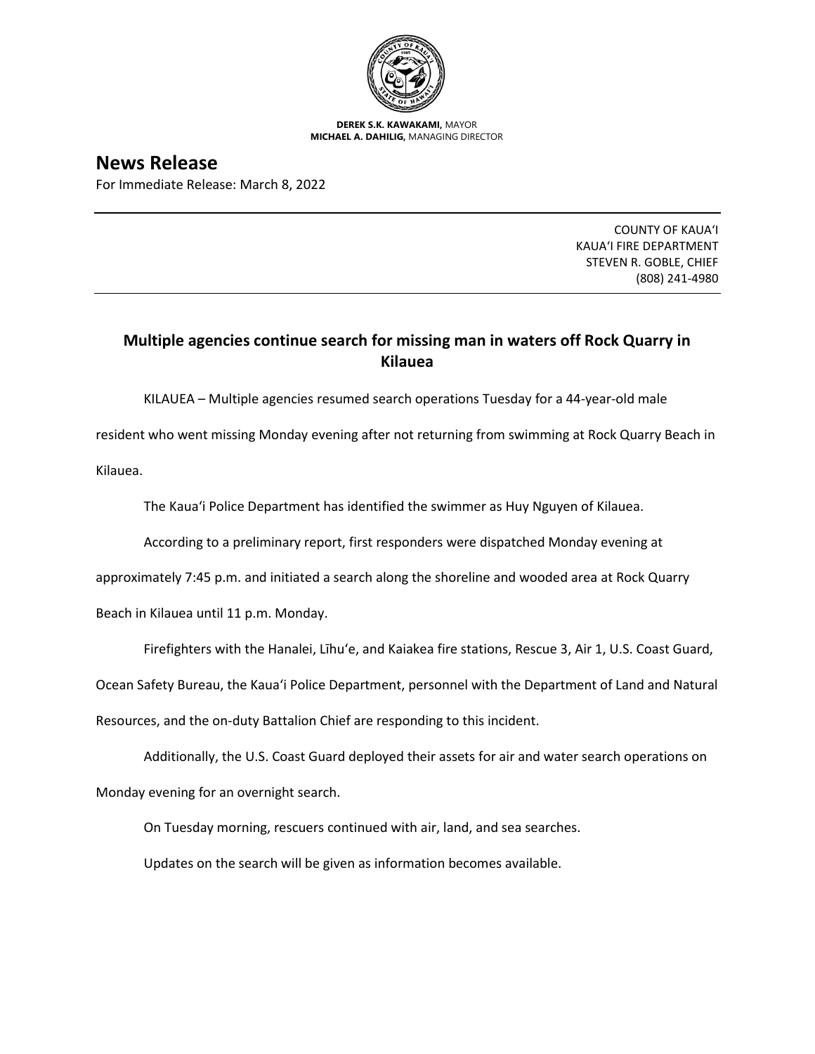**DEREK S.K. KAWAKAMI,** MAYOR
**MICHAEL A. DAHILIG,** MANAGING DIRECTOR

# News Release

For Immediate Release: March 8, 2022

COUNTY OF KAUAʻI
KAUAʻI FIRE DEPARTMENT
STEVEN R. GOBLE, CHIEF
(808) 241-4980

## Multiple agencies continue search for missing man in waters off Rock Quarry in Kilauea

KILAUEA – Multiple agencies resumed search operations Tuesday for a 44-year-old male resident who went missing Monday evening after not returning from swimming at Rock Quarry Beach in Kilauea.

The Kauaʻi Police Department has identified the swimmer as Huy Nguyen of Kilauea.

According to a preliminary report, first responders were dispatched Monday evening at approximately 7:45 p.m. and initiated a search along the shoreline and wooded area at Rock Quarry Beach in Kilauea until 11 p.m. Monday.

Firefighters with the Hanalei, Līhuʻe, and Kaiakea fire stations, Rescue 3, Air 1, U.S. Coast Guard, Ocean Safety Bureau, the Kauaʻi Police Department, personnel with the Department of Land and Natural Resources, and the on-duty Battalion Chief are responding to this incident.

Additionally, the U.S. Coast Guard deployed their assets for air and water search operations on Monday evening for an overnight search.

On Tuesday morning, rescuers continued with air, land, and sea searches.

Updates on the search will be given as information becomes available.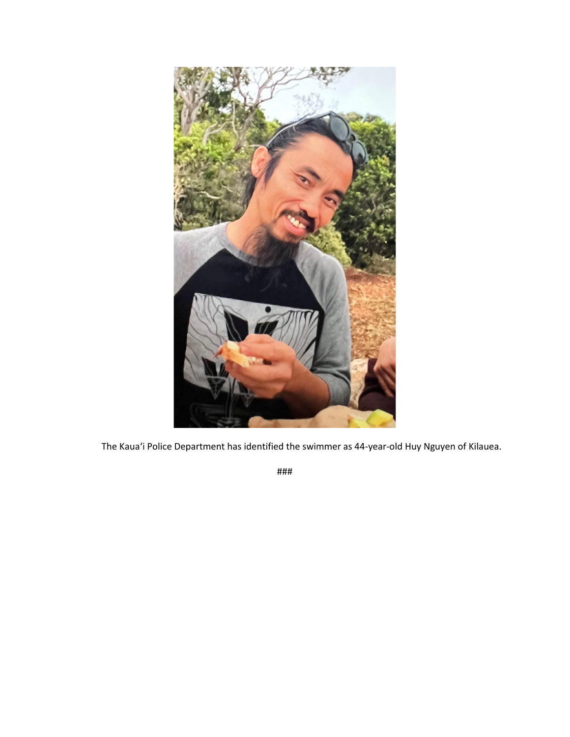The Kaua'i Police Department has identified the swimmer as 44-year-old Huy Nguyen of Kilauea.

###